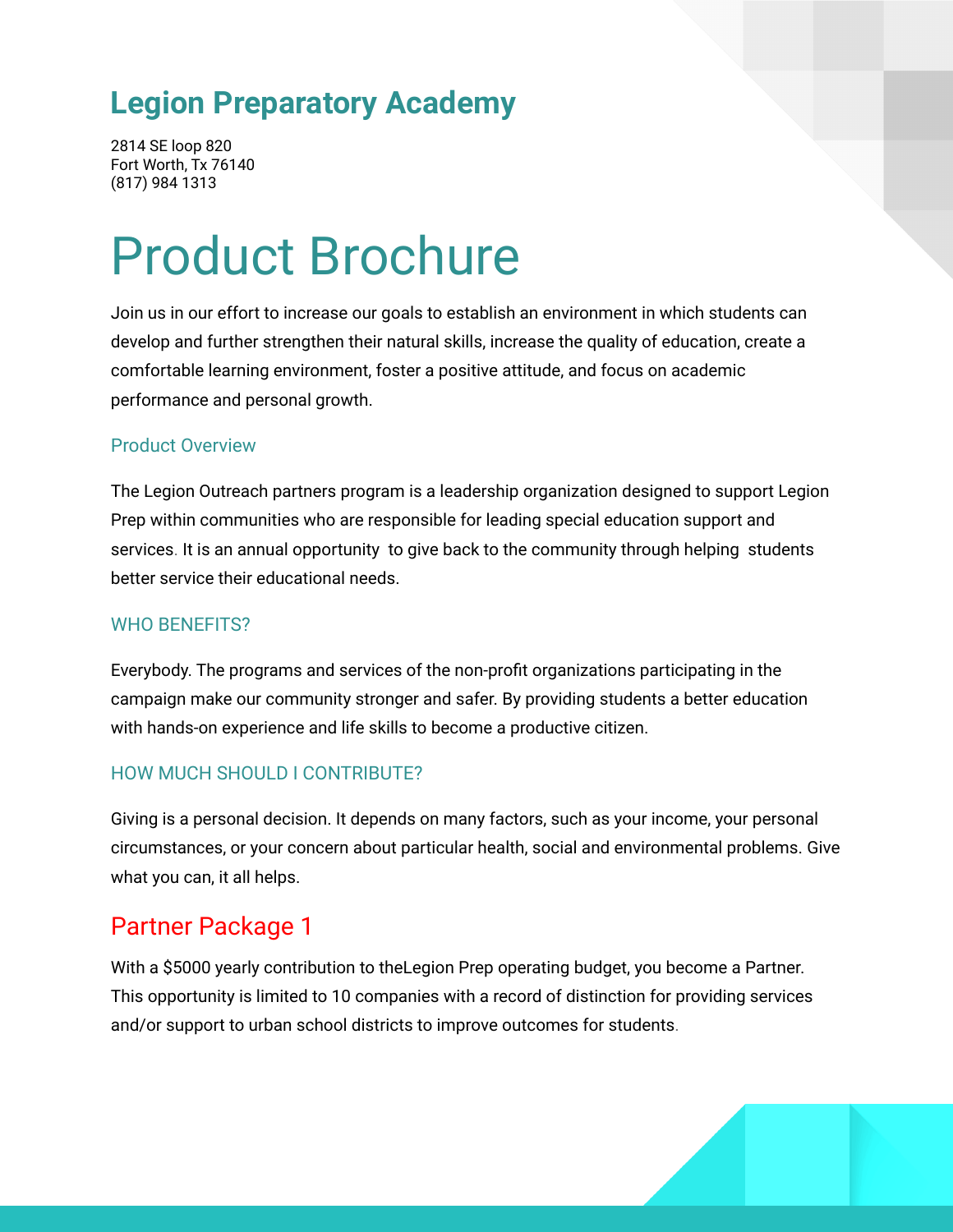## Legion Preparatory Academy

2814 SE loop 820
Fort Worth, Tx 76140
(817) 984 1313

# Product Brochure

Join us in our effort to increase our goals to establish an environment in which students can develop and further strengthen their natural skills, increase the quality of education, create a comfortable learning environment, foster a positive attitude, and focus on academic performance and personal growth.

### Product Overview

The Legion Outreach partners program is a leadership organization designed to support Legion Prep within communities who are responsible for leading special education support and services. It is an annual opportunity to give back to the community through helping students better service their educational needs.

### WHO BENEFITS?

Everybody. The programs and services of the non-profit organizations participating in the campaign make our community stronger and safer. By providing students a better education with hands-on experience and life skills to become a productive citizen.

### HOW MUCH SHOULD I CONTRIBUTE?

Giving is a personal decision. It depends on many factors, such as your income, your personal circumstances, or your concern about particular health, social and environmental problems. Give what you can, it all helps.

## Partner Package 1

With a $5000 yearly contribution to theLegion Prep operating budget, you become a Partner. This opportunity is limited to 10 companies with a record of distinction for providing services and/or support to urban school districts to improve outcomes for students.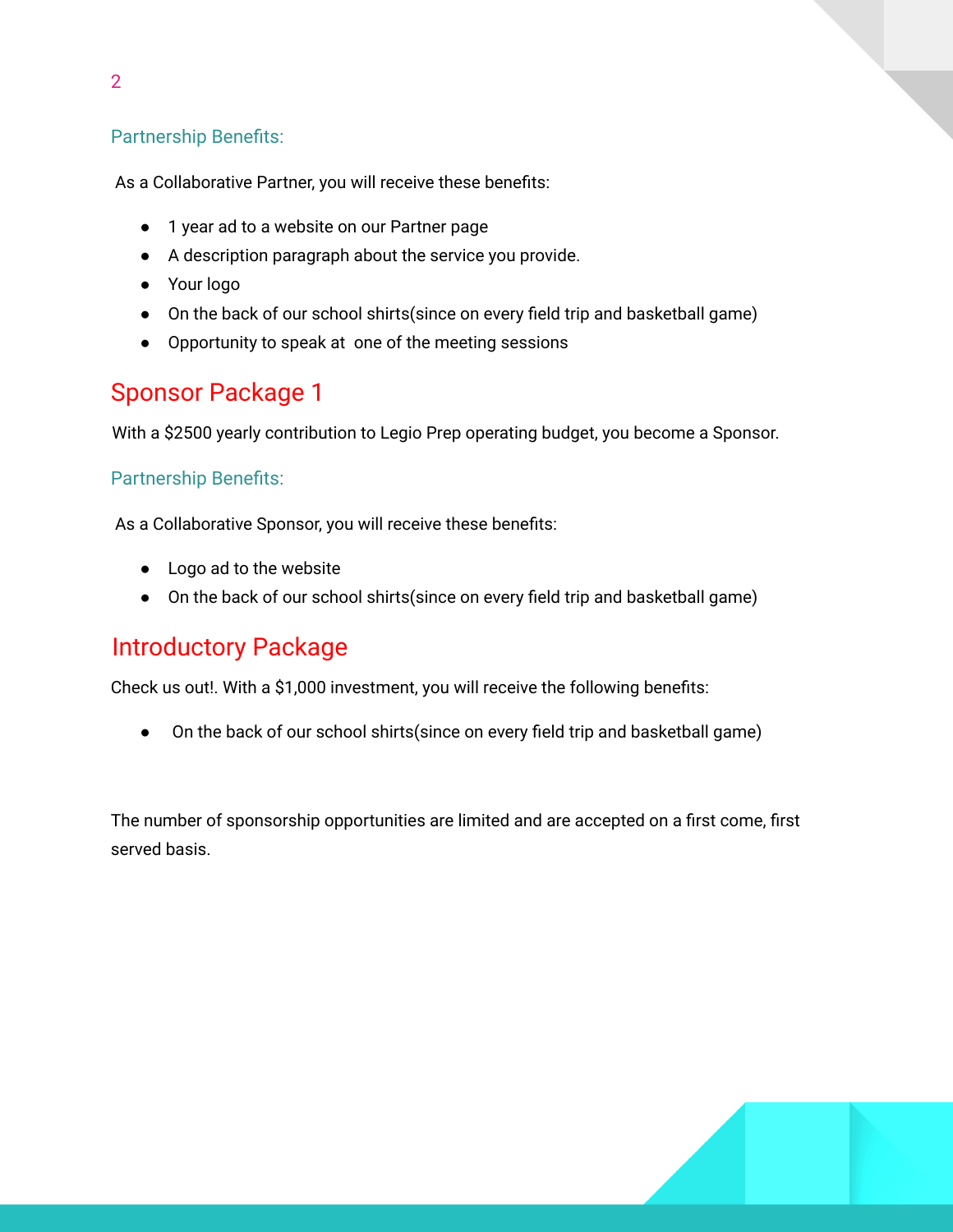### Partnership Benefits:

As a Collaborative Partner, you will receive these benefits:

- 1 year ad to a website on our Partner page
- A description paragraph about the service you provide.
- Your logo
- On the back of our school shirts(since on every field trip and basketball game)
- Opportunity to speak at  one of the meeting sessions

## Sponsor Package 1

With a $2500 yearly contribution to Legio Prep operating budget, you become a Sponsor.

### Partnership Benefits:

As a Collaborative Sponsor, you will receive these benefits:

- Logo ad to the website
- On the back of our school shirts(since on every field trip and basketball game)

## Introductory Package

Check us out!. With a $1,000 investment, you will receive the following benefits:

- On the back of our school shirts(since on every field trip and basketball game)

The number of sponsorship opportunities are limited and are accepted on a first come, first served basis.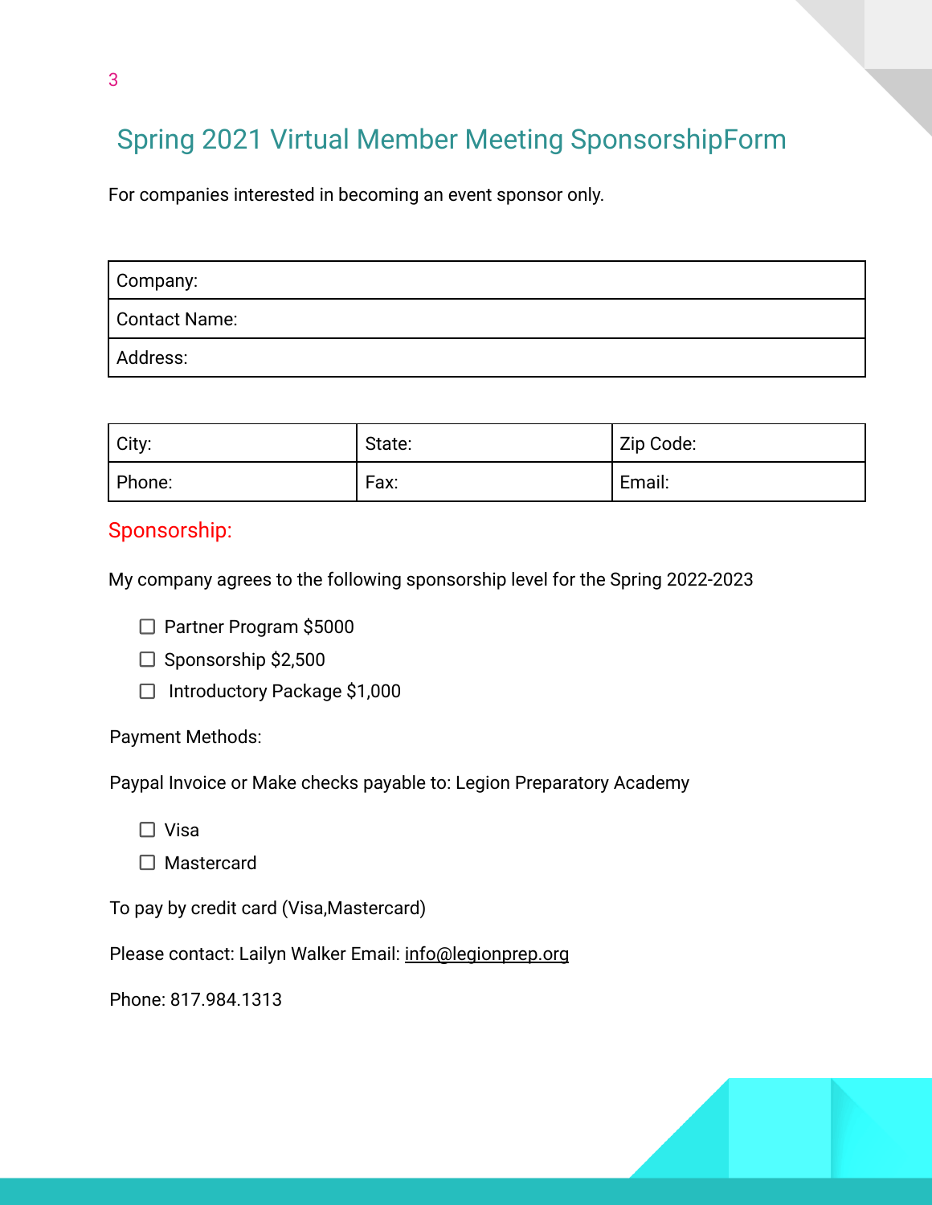# Spring 2021 Virtual Member Meeting SponsorshipForm

For companies interested in becoming an event sponsor only.

| |
|---|
| Company: |
| Contact Name: |
| Address: |

| | | |
|---|---|---|
| City: | State: | Zip Code: |
| Phone: | Fax: | Email: |

## Sponsorship:

My company agrees to the following sponsorship level for the Spring 2022-2023

- ☐ Partner Program $5000
- ☐ Sponsorship $2,500
- ☐ Introductory Package $1,000

Payment Methods:

Paypal Invoice or Make checks payable to: Legion Preparatory Academy

- ☐ Visa
- ☐ Mastercard

To pay by credit card (Visa,Mastercard)

Please contact: Lailyn Walker Email: info@legionprep.org

Phone: 817.984.1313